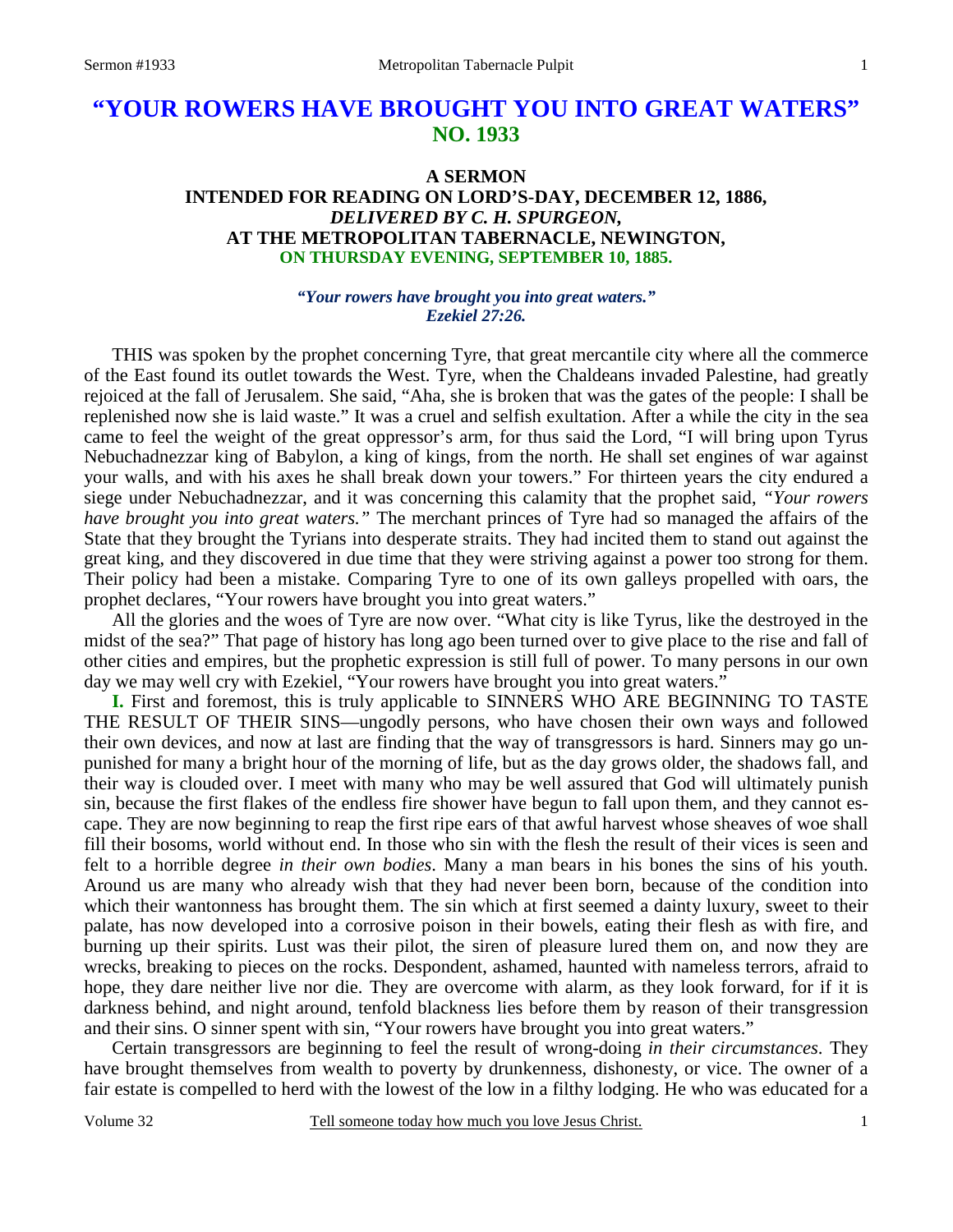# "YOUR ROWERS HAVE BROUGHT YOU INTO GREAT WATERS"
## NO. 1933

### A SERMON
### INTENDED FOR READING ON LORD'S-DAY, DECEMBER 12, 1886,
### *DELIVERED BY C. H. SPURGEON,*
### AT THE METROPOLITAN TABERNACLE, NEWINGTON,
### ON THURSDAY EVENING, SEPTEMBER 10, 1885.

***"Your rowers have brought you into great waters."***
***Ezekiel 27:26.***

THIS was spoken by the prophet concerning Tyre, that great mercantile city where all the commerce of the East found its outlet towards the West. Tyre, when the Chaldeans invaded Palestine, had greatly rejoiced at the fall of Jerusalem. She said, "Aha, she is broken that was the gates of the people: I shall be replenished now she is laid waste." It was a cruel and selfish exultation. After a while the city in the sea came to feel the weight of the great oppressor's arm, for thus said the Lord, "I will bring upon Tyrus Nebuchadnezzar king of Babylon, a king of kings, from the north. He shall set engines of war against your walls, and with his axes he shall break down your towers." For thirteen years the city endured a siege under Nebuchadnezzar, and it was concerning this calamity that the prophet said, *"Your rowers have brought you into great waters."* The merchant princes of Tyre had so managed the affairs of the State that they brought the Tyrians into desperate straits. They had incited them to stand out against the great king, and they discovered in due time that they were striving against a power too strong for them. Their policy had been a mistake. Comparing Tyre to one of its own galleys propelled with oars, the prophet declares, "Your rowers have brought you into great waters."

All the glories and the woes of Tyre are now over. "What city is like Tyrus, like the destroyed in the midst of the sea?" That page of history has long ago been turned over to give place to the rise and fall of other cities and empires, but the prophetic expression is still full of power. To many persons in our own day we may well cry with Ezekiel, "Your rowers have brought you into great waters."

**I.** First and foremost, this is truly applicable to SINNERS WHO ARE BEGINNING TO TASTE THE RESULT OF THEIR SINS—ungodly persons, who have chosen their own ways and followed their own devices, and now at last are finding that the way of transgressors is hard. Sinners may go unpunished for many a bright hour of the morning of life, but as the day grows older, the shadows fall, and their way is clouded over. I meet with many who may be well assured that God will ultimately punish sin, because the first flakes of the endless fire shower have begun to fall upon them, and they cannot escape. They are now beginning to reap the first ripe ears of that awful harvest whose sheaves of woe shall fill their bosoms, world without end. In those who sin with the flesh the result of their vices is seen and felt to a horrible degree *in their own bodies*. Many a man bears in his bones the sins of his youth. Around us are many who already wish that they had never been born, because of the condition into which their wantonness has brought them. The sin which at first seemed a dainty luxury, sweet to their palate, has now developed into a corrosive poison in their bowels, eating their flesh as with fire, and burning up their spirits. Lust was their pilot, the siren of pleasure lured them on, and now they are wrecks, breaking to pieces on the rocks. Despondent, ashamed, haunted with nameless terrors, afraid to hope, they dare neither live nor die. They are overcome with alarm, as they look forward, for if it is darkness behind, and night around, tenfold blackness lies before them by reason of their transgression and their sins. O sinner spent with sin, "Your rowers have brought you into great waters."

Certain transgressors are beginning to feel the result of wrong-doing *in their circumstances*. They have brought themselves from wealth to poverty by drunkenness, dishonesty, or vice. The owner of a fair estate is compelled to herd with the lowest of the low in a filthy lodging. He who was educated for a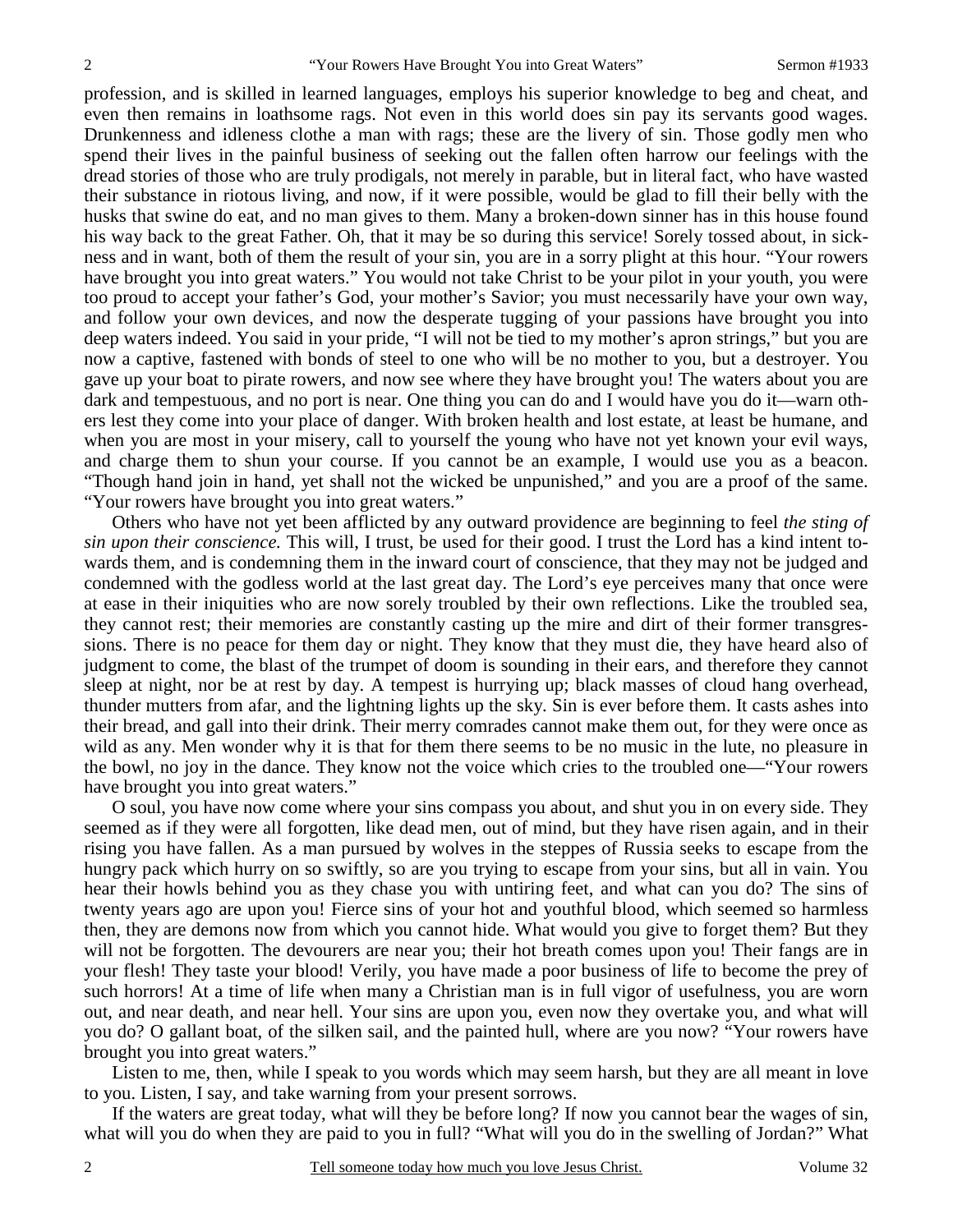profession, and is skilled in learned languages, employs his superior knowledge to beg and cheat, and even then remains in loathsome rags. Not even in this world does sin pay its servants good wages. Drunkenness and idleness clothe a man with rags; these are the livery of sin. Those godly men who spend their lives in the painful business of seeking out the fallen often harrow our feelings with the dread stories of those who are truly prodigals, not merely in parable, but in literal fact, who have wasted their substance in riotous living, and now, if it were possible, would be glad to fill their belly with the husks that swine do eat, and no man gives to them. Many a broken-down sinner has in this house found his way back to the great Father. Oh, that it may be so during this service! Sorely tossed about, in sickness and in want, both of them the result of your sin, you are in a sorry plight at this hour. "Your rowers have brought you into great waters." You would not take Christ to be your pilot in your youth, you were too proud to accept your father's God, your mother's Savior; you must necessarily have your own way, and follow your own devices, and now the desperate tugging of your passions have brought you into deep waters indeed. You said in your pride, "I will not be tied to my mother's apron strings," but you are now a captive, fastened with bonds of steel to one who will be no mother to you, but a destroyer. You gave up your boat to pirate rowers, and now see where they have brought you! The waters about you are dark and tempestuous, and no port is near. One thing you can do and I would have you do it—warn others lest they come into your place of danger. With broken health and lost estate, at least be humane, and when you are most in your misery, call to yourself the young who have not yet known your evil ways, and charge them to shun your course. If you cannot be an example, I would use you as a beacon. "Though hand join in hand, yet shall not the wicked be unpunished," and you are a proof of the same. "Your rowers have brought you into great waters."

Others who have not yet been afflicted by any outward providence are beginning to feel *the sting of sin upon their conscience.* This will, I trust, be used for their good. I trust the Lord has a kind intent towards them, and is condemning them in the inward court of conscience, that they may not be judged and condemned with the godless world at the last great day. The Lord's eye perceives many that once were at ease in their iniquities who are now sorely troubled by their own reflections. Like the troubled sea, they cannot rest; their memories are constantly casting up the mire and dirt of their former transgressions. There is no peace for them day or night. They know that they must die, they have heard also of judgment to come, the blast of the trumpet of doom is sounding in their ears, and therefore they cannot sleep at night, nor be at rest by day. A tempest is hurrying up; black masses of cloud hang overhead, thunder mutters from afar, and the lightning lights up the sky. Sin is ever before them. It casts ashes into their bread, and gall into their drink. Their merry comrades cannot make them out, for they were once as wild as any. Men wonder why it is that for them there seems to be no music in the lute, no pleasure in the bowl, no joy in the dance. They know not the voice which cries to the troubled one—"Your rowers have brought you into great waters."

O soul, you have now come where your sins compass you about, and shut you in on every side. They seemed as if they were all forgotten, like dead men, out of mind, but they have risen again, and in their rising you have fallen. As a man pursued by wolves in the steppes of Russia seeks to escape from the hungry pack which hurry on so swiftly, so are you trying to escape from your sins, but all in vain. You hear their howls behind you as they chase you with untiring feet, and what can you do? The sins of twenty years ago are upon you! Fierce sins of your hot and youthful blood, which seemed so harmless then, they are demons now from which you cannot hide. What would you give to forget them? But they will not be forgotten. The devourers are near you; their hot breath comes upon you! Their fangs are in your flesh! They taste your blood! Verily, you have made a poor business of life to become the prey of such horrors! At a time of life when many a Christian man is in full vigor of usefulness, you are worn out, and near death, and near hell. Your sins are upon you, even now they overtake you, and what will you do? O gallant boat, of the silken sail, and the painted hull, where are you now? "Your rowers have brought you into great waters."

Listen to me, then, while I speak to you words which may seem harsh, but they are all meant in love to you. Listen, I say, and take warning from your present sorrows.

If the waters are great today, what will they be before long? If now you cannot bear the wages of sin, what will you do when they are paid to you in full? "What will you do in the swelling of Jordan?" What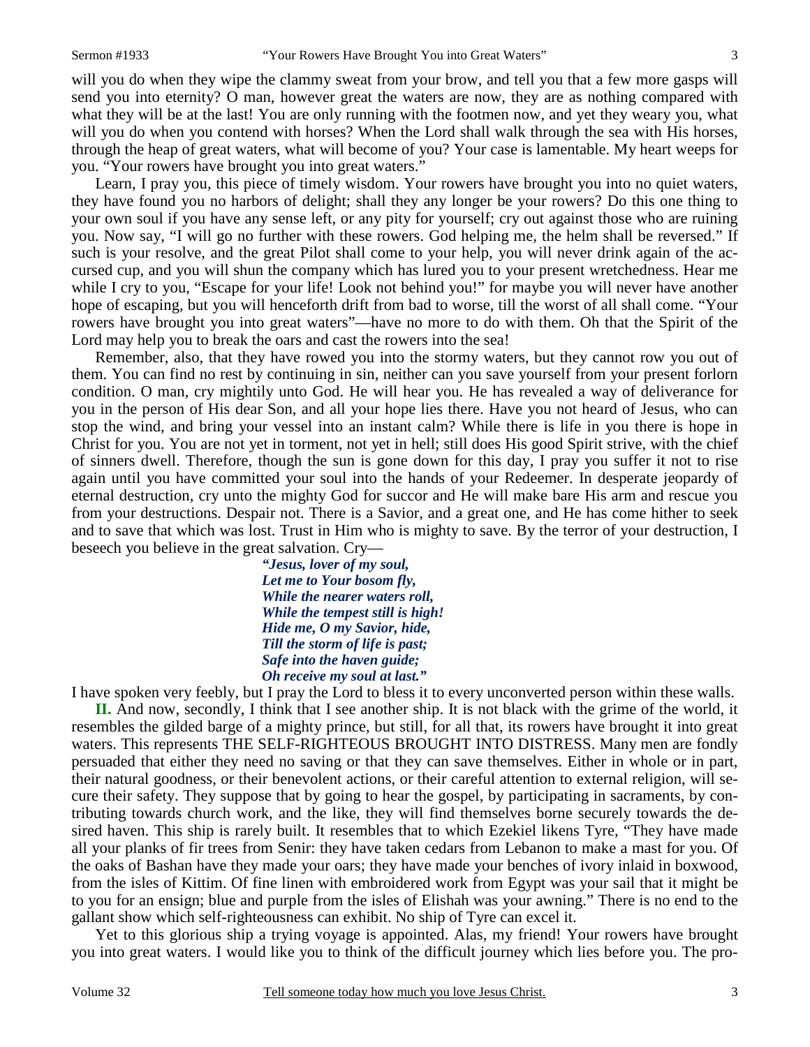will you do when they wipe the clammy sweat from your brow, and tell you that a few more gasps will send you into eternity? O man, however great the waters are now, they are as nothing compared with what they will be at the last! You are only running with the footmen now, and yet they weary you, what will you do when you contend with horses? When the Lord shall walk through the sea with His horses, through the heap of great waters, what will become of you? Your case is lamentable. My heart weeps for you. "Your rowers have brought you into great waters."

Learn, I pray you, this piece of timely wisdom. Your rowers have brought you into no quiet waters, they have found you no harbors of delight; shall they any longer be your rowers? Do this one thing to your own soul if you have any sense left, or any pity for yourself; cry out against those who are ruining you. Now say, "I will go no further with these rowers. God helping me, the helm shall be reversed." If such is your resolve, and the great Pilot shall come to your help, you will never drink again of the accursed cup, and you will shun the company which has lured you to your present wretchedness. Hear me while I cry to you, "Escape for your life! Look not behind you!" for maybe you will never have another hope of escaping, but you will henceforth drift from bad to worse, till the worst of all shall come. "Your rowers have brought you into great waters"—have no more to do with them. Oh that the Spirit of the Lord may help you to break the oars and cast the rowers into the sea!

Remember, also, that they have rowed you into the stormy waters, but they cannot row you out of them. You can find no rest by continuing in sin, neither can you save yourself from your present forlorn condition. O man, cry mightily unto God. He will hear you. He has revealed a way of deliverance for you in the person of His dear Son, and all your hope lies there. Have you not heard of Jesus, who can stop the wind, and bring your vessel into an instant calm? While there is life in you there is hope in Christ for you. You are not yet in torment, not yet in hell; still does His good Spirit strive, with the chief of sinners dwell. Therefore, though the sun is gone down for this day, I pray you suffer it not to rise again until you have committed your soul into the hands of your Redeemer. In desperate jeopardy of eternal destruction, cry unto the mighty God for succor and He will make bare His arm and rescue you from your destructions. Despair not. There is a Savior, and a great one, and He has come hither to seek and to save that which was lost. Trust in Him who is mighty to save. By the terror of your destruction, I beseech you believe in the great salvation. Cry—

> ***"Jesus, lover of my soul,***
> ***Let me to Your bosom fly,***
> ***While the nearer waters roll,***
> ***While the tempest still is high!***
> ***Hide me, O my Savior, hide,***
> ***Till the storm of life is past;***
> ***Safe into the haven guide;***
> ***Oh receive my soul at last."***

I have spoken very feebly, but I pray the Lord to bless it to every unconverted person within these walls.

**II.** And now, secondly, I think that I see another ship. It is not black with the grime of the world, it resembles the gilded barge of a mighty prince, but still, for all that, its rowers have brought it into great waters. This represents THE SELF-RIGHTEOUS BROUGHT INTO DISTRESS. Many men are fondly persuaded that either they need no saving or that they can save themselves. Either in whole or in part, their natural goodness, or their benevolent actions, or their careful attention to external religion, will secure their safety. They suppose that by going to hear the gospel, by participating in sacraments, by contributing towards church work, and the like, they will find themselves borne securely towards the desired haven. This ship is rarely built. It resembles that to which Ezekiel likens Tyre, "They have made all your planks of fir trees from Senir: they have taken cedars from Lebanon to make a mast for you. Of the oaks of Bashan have they made your oars; they have made your benches of ivory inlaid in boxwood, from the isles of Kittim. Of fine linen with embroidered work from Egypt was your sail that it might be to you for an ensign; blue and purple from the isles of Elishah was your awning." There is no end to the gallant show which self-righteousness can exhibit. No ship of Tyre can excel it.

Yet to this glorious ship a trying voyage is appointed. Alas, my friend! Your rowers have brought you into great waters. I would like you to think of the difficult journey which lies before you. The pro-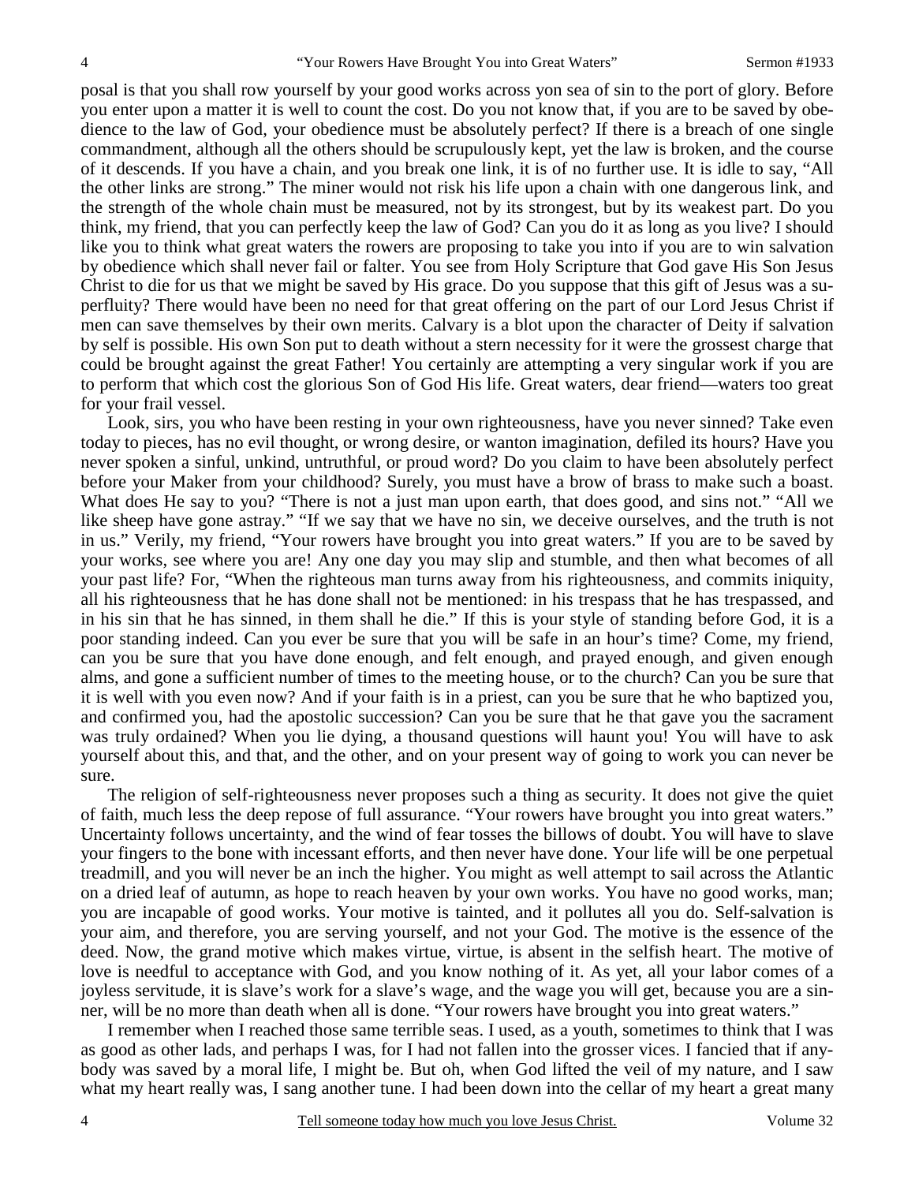posal is that you shall row yourself by your good works across yon sea of sin to the port of glory. Before you enter upon a matter it is well to count the cost. Do you not know that, if you are to be saved by obedience to the law of God, your obedience must be absolutely perfect? If there is a breach of one single commandment, although all the others should be scrupulously kept, yet the law is broken, and the course of it descends. If you have a chain, and you break one link, it is of no further use. It is idle to say, "All the other links are strong." The miner would not risk his life upon a chain with one dangerous link, and the strength of the whole chain must be measured, not by its strongest, but by its weakest part. Do you think, my friend, that you can perfectly keep the law of God? Can you do it as long as you live? I should like you to think what great waters the rowers are proposing to take you into if you are to win salvation by obedience which shall never fail or falter. You see from Holy Scripture that God gave His Son Jesus Christ to die for us that we might be saved by His grace. Do you suppose that this gift of Jesus was a superfluity? There would have been no need for that great offering on the part of our Lord Jesus Christ if men can save themselves by their own merits. Calvary is a blot upon the character of Deity if salvation by self is possible. His own Son put to death without a stern necessity for it were the grossest charge that could be brought against the great Father! You certainly are attempting a very singular work if you are to perform that which cost the glorious Son of God His life. Great waters, dear friend—waters too great for your frail vessel.

Look, sirs, you who have been resting in your own righteousness, have you never sinned? Take even today to pieces, has no evil thought, or wrong desire, or wanton imagination, defiled its hours? Have you never spoken a sinful, unkind, untruthful, or proud word? Do you claim to have been absolutely perfect before your Maker from your childhood? Surely, you must have a brow of brass to make such a boast. What does He say to you? "There is not a just man upon earth, that does good, and sins not." "All we like sheep have gone astray." "If we say that we have no sin, we deceive ourselves, and the truth is not in us." Verily, my friend, "Your rowers have brought you into great waters." If you are to be saved by your works, see where you are! Any one day you may slip and stumble, and then what becomes of all your past life? For, "When the righteous man turns away from his righteousness, and commits iniquity, all his righteousness that he has done shall not be mentioned: in his trespass that he has trespassed, and in his sin that he has sinned, in them shall he die." If this is your style of standing before God, it is a poor standing indeed. Can you ever be sure that you will be safe in an hour's time? Come, my friend, can you be sure that you have done enough, and felt enough, and prayed enough, and given enough alms, and gone a sufficient number of times to the meeting house, or to the church? Can you be sure that it is well with you even now? And if your faith is in a priest, can you be sure that he who baptized you, and confirmed you, had the apostolic succession? Can you be sure that he that gave you the sacrament was truly ordained? When you lie dying, a thousand questions will haunt you! You will have to ask yourself about this, and that, and the other, and on your present way of going to work you can never be sure.

The religion of self-righteousness never proposes such a thing as security. It does not give the quiet of faith, much less the deep repose of full assurance. "Your rowers have brought you into great waters." Uncertainty follows uncertainty, and the wind of fear tosses the billows of doubt. You will have to slave your fingers to the bone with incessant efforts, and then never have done. Your life will be one perpetual treadmill, and you will never be an inch the higher. You might as well attempt to sail across the Atlantic on a dried leaf of autumn, as hope to reach heaven by your own works. You have no good works, man; you are incapable of good works. Your motive is tainted, and it pollutes all you do. Self-salvation is your aim, and therefore, you are serving yourself, and not your God. The motive is the essence of the deed. Now, the grand motive which makes virtue, virtue, is absent in the selfish heart. The motive of love is needful to acceptance with God, and you know nothing of it. As yet, all your labor comes of a joyless servitude, it is slave's work for a slave's wage, and the wage you will get, because you are a sinner, will be no more than death when all is done. "Your rowers have brought you into great waters."

I remember when I reached those same terrible seas. I used, as a youth, sometimes to think that I was as good as other lads, and perhaps I was, for I had not fallen into the grosser vices. I fancied that if anybody was saved by a moral life, I might be. But oh, when God lifted the veil of my nature, and I saw what my heart really was, I sang another tune. I had been down into the cellar of my heart a great many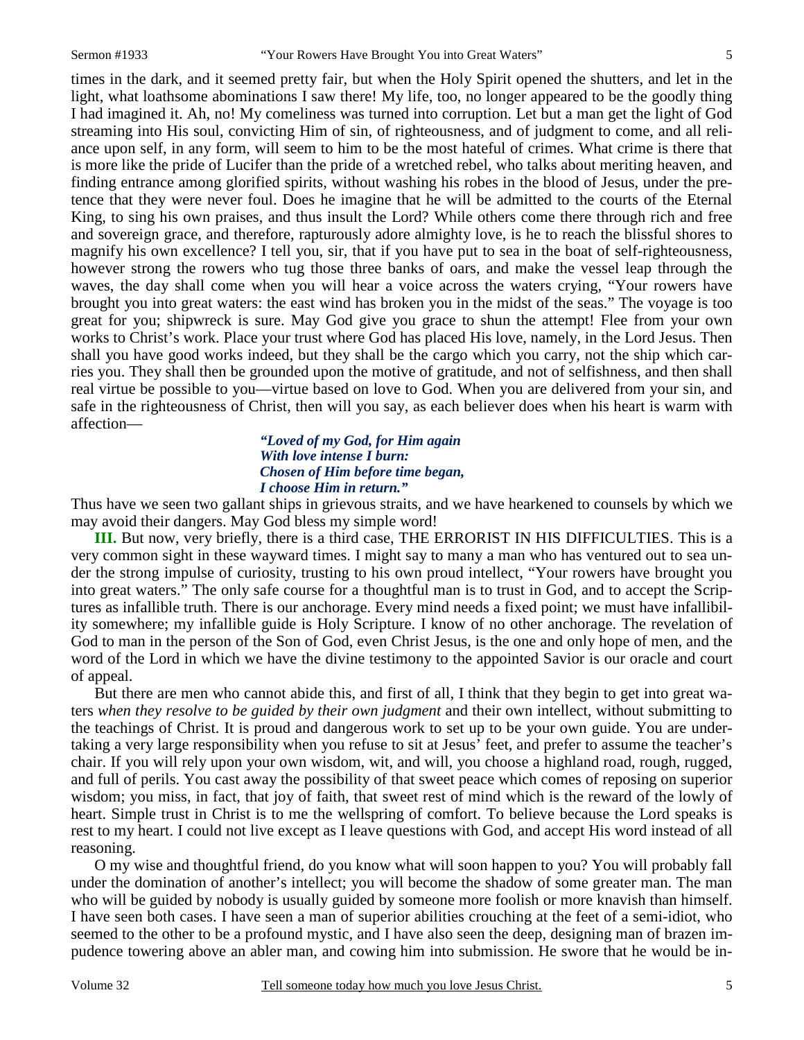times in the dark, and it seemed pretty fair, but when the Holy Spirit opened the shutters, and let in the light, what loathsome abominations I saw there! My life, too, no longer appeared to be the goodly thing I had imagined it. Ah, no! My comeliness was turned into corruption. Let but a man get the light of God streaming into His soul, convicting Him of sin, of righteousness, and of judgment to come, and all reliance upon self, in any form, will seem to him to be the most hateful of crimes. What crime is there that is more like the pride of Lucifer than the pride of a wretched rebel, who talks about meriting heaven, and finding entrance among glorified spirits, without washing his robes in the blood of Jesus, under the pretence that they were never foul. Does he imagine that he will be admitted to the courts of the Eternal King, to sing his own praises, and thus insult the Lord? While others come there through rich and free and sovereign grace, and therefore, rapturously adore almighty love, is he to reach the blissful shores to magnify his own excellence? I tell you, sir, that if you have put to sea in the boat of self-righteousness, however strong the rowers who tug those three banks of oars, and make the vessel leap through the waves, the day shall come when you will hear a voice across the waters crying, "Your rowers have brought you into great waters: the east wind has broken you in the midst of the seas." The voyage is too great for you; shipwreck is sure. May God give you grace to shun the attempt! Flee from your own works to Christ's work. Place your trust where God has placed His love, namely, in the Lord Jesus. Then shall you have good works indeed, but they shall be the cargo which you carry, not the ship which carries you. They shall then be grounded upon the motive of gratitude, and not of selfishness, and then shall real virtue be possible to you—virtue based on love to God. When you are delivered from your sin, and safe in the righteousness of Christ, then will you say, as each believer does when his heart is warm with affection—

> ***"Loved of my God, for Him again***
> ***With love intense I burn:***
> ***Chosen of Him before time began,***
> ***I choose Him in return."***

Thus have we seen two gallant ships in grievous straits, and we have hearkened to counsels by which we may avoid their dangers. May God bless my simple word!

**III.** But now, very briefly, there is a third case, THE ERRORIST IN HIS DIFFICULTIES. This is a very common sight in these wayward times. I might say to many a man who has ventured out to sea under the strong impulse of curiosity, trusting to his own proud intellect, "Your rowers have brought you into great waters." The only safe course for a thoughtful man is to trust in God, and to accept the Scriptures as infallible truth. There is our anchorage. Every mind needs a fixed point; we must have infallibility somewhere; my infallible guide is Holy Scripture. I know of no other anchorage. The revelation of God to man in the person of the Son of God, even Christ Jesus, is the one and only hope of men, and the word of the Lord in which we have the divine testimony to the appointed Savior is our oracle and court of appeal.

But there are men who cannot abide this, and first of all, I think that they begin to get into great waters *when they resolve to be guided by their own judgment* and their own intellect, without submitting to the teachings of Christ. It is proud and dangerous work to set up to be your own guide. You are undertaking a very large responsibility when you refuse to sit at Jesus' feet, and prefer to assume the teacher's chair. If you will rely upon your own wisdom, wit, and will, you choose a highland road, rough, rugged, and full of perils. You cast away the possibility of that sweet peace which comes of reposing on superior wisdom; you miss, in fact, that joy of faith, that sweet rest of mind which is the reward of the lowly of heart. Simple trust in Christ is to me the wellspring of comfort. To believe because the Lord speaks is rest to my heart. I could not live except as I leave questions with God, and accept His word instead of all reasoning.

O my wise and thoughtful friend, do you know what will soon happen to you? You will probably fall under the domination of another's intellect; you will become the shadow of some greater man. The man who will be guided by nobody is usually guided by someone more foolish or more knavish than himself. I have seen both cases. I have seen a man of superior abilities crouching at the feet of a semi-idiot, who seemed to the other to be a profound mystic, and I have also seen the deep, designing man of brazen impudence towering above an abler man, and cowing him into submission. He swore that he would be in-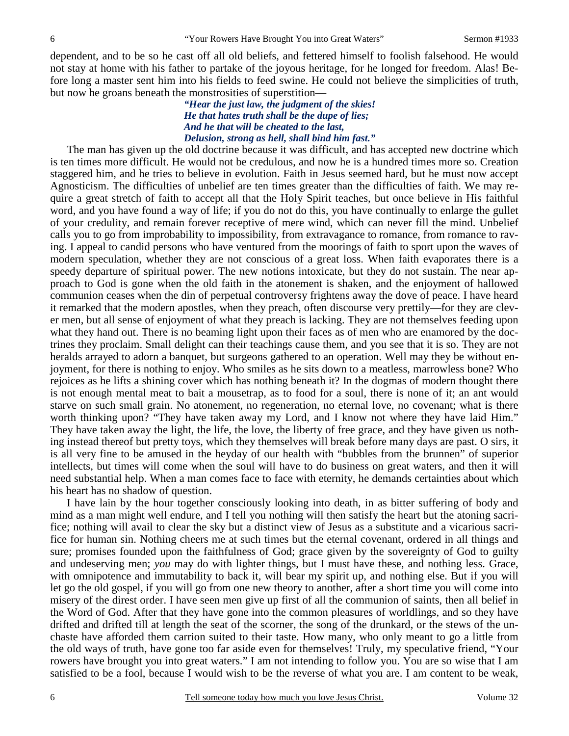dependent, and to be so he cast off all old beliefs, and fettered himself to foolish falsehood. He would not stay at home with his father to partake of the joyous heritage, for he longed for freedom. Alas! Before long a master sent him into his fields to feed swine. He could not believe the simplicities of truth, but now he groans beneath the monstrosities of superstition—

> ***"Hear the just law, the judgment of the skies!***
> ***He that hates truth shall be the dupe of lies;***
> ***And he that will be cheated to the last,***
> ***Delusion, strong as hell, shall bind him fast."***

The man has given up the old doctrine because it was difficult, and has accepted new doctrine which is ten times more difficult. He would not be credulous, and now he is a hundred times more so. Creation staggered him, and he tries to believe in evolution. Faith in Jesus seemed hard, but he must now accept Agnosticism. The difficulties of unbelief are ten times greater than the difficulties of faith. We may require a great stretch of faith to accept all that the Holy Spirit teaches, but once believe in His faithful word, and you have found a way of life; if you do not do this, you have continually to enlarge the gullet of your credulity, and remain forever receptive of mere wind, which can never fill the mind. Unbelief calls you to go from improbability to impossibility, from extravagance to romance, from romance to raving. I appeal to candid persons who have ventured from the moorings of faith to sport upon the waves of modern speculation, whether they are not conscious of a great loss. When faith evaporates there is a speedy departure of spiritual power. The new notions intoxicate, but they do not sustain. The near approach to God is gone when the old faith in the atonement is shaken, and the enjoyment of hallowed communion ceases when the din of perpetual controversy frightens away the dove of peace. I have heard it remarked that the modern apostles, when they preach, often discourse very prettily—for they are clever men, but all sense of enjoyment of what they preach is lacking. They are not themselves feeding upon what they hand out. There is no beaming light upon their faces as of men who are enamored by the doctrines they proclaim. Small delight can their teachings cause them, and you see that it is so. They are not heralds arrayed to adorn a banquet, but surgeons gathered to an operation. Well may they be without enjoyment, for there is nothing to enjoy. Who smiles as he sits down to a meatless, marrowless bone? Who rejoices as he lifts a shining cover which has nothing beneath it? In the dogmas of modern thought there is not enough mental meat to bait a mousetrap, as to food for a soul, there is none of it; an ant would starve on such small grain. No atonement, no regeneration, no eternal love, no covenant; what is there worth thinking upon? "They have taken away my Lord, and I know not where they have laid Him." They have taken away the light, the life, the love, the liberty of free grace, and they have given us nothing instead thereof but pretty toys, which they themselves will break before many days are past. O sirs, it is all very fine to be amused in the heyday of our health with "bubbles from the brunnen" of superior intellects, but times will come when the soul will have to do business on great waters, and then it will need substantial help. When a man comes face to face with eternity, he demands certainties about which his heart has no shadow of question.

I have lain by the hour together consciously looking into death, in as bitter suffering of body and mind as a man might well endure, and I tell you nothing will then satisfy the heart but the atoning sacrifice; nothing will avail to clear the sky but a distinct view of Jesus as a substitute and a vicarious sacrifice for human sin. Nothing cheers me at such times but the eternal covenant, ordered in all things and sure; promises founded upon the faithfulness of God; grace given by the sovereignty of God to guilty and undeserving men; *you* may do with lighter things, but I must have these, and nothing less. Grace, with omnipotence and immutability to back it, will bear my spirit up, and nothing else. But if you will let go the old gospel, if you will go from one new theory to another, after a short time you will come into misery of the direst order. I have seen men give up first of all the communion of saints, then all belief in the Word of God. After that they have gone into the common pleasures of worldlings, and so they have drifted and drifted till at length the seat of the scorner, the song of the drunkard, or the stews of the unchaste have afforded them carrion suited to their taste. How many, who only meant to go a little from the old ways of truth, have gone too far aside even for themselves! Truly, my speculative friend, "Your rowers have brought you into great waters." I am not intending to follow you. You are so wise that I am satisfied to be a fool, because I would wish to be the reverse of what you are. I am content to be weak,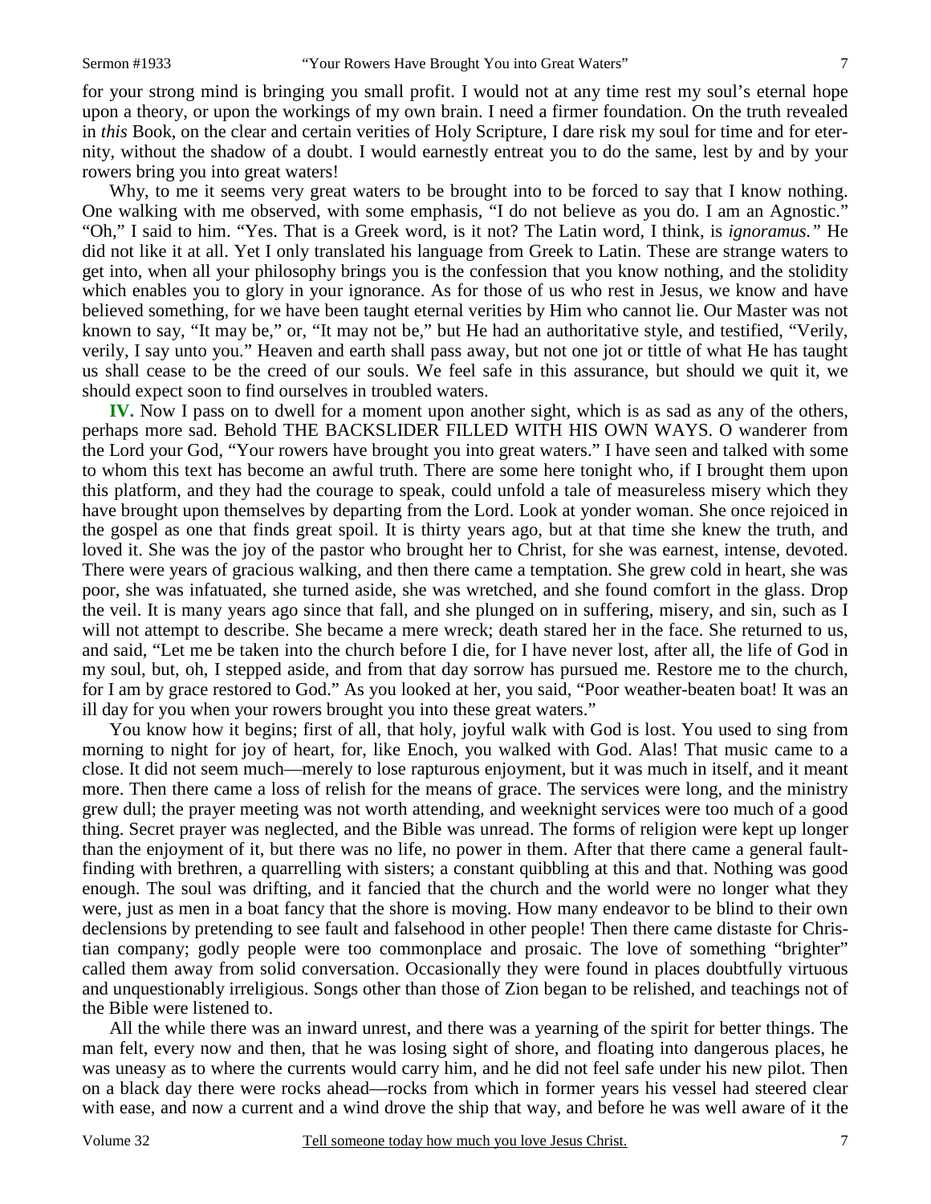for your strong mind is bringing you small profit. I would not at any time rest my soul's eternal hope upon a theory, or upon the workings of my own brain. I need a firmer foundation. On the truth revealed in *this* Book, on the clear and certain verities of Holy Scripture, I dare risk my soul for time and for eternity, without the shadow of a doubt. I would earnestly entreat you to do the same, lest by and by your rowers bring you into great waters!

Why, to me it seems very great waters to be brought into to be forced to say that I know nothing. One walking with me observed, with some emphasis, "I do not believe as you do. I am an Agnostic." "Oh," I said to him. "Yes. That is a Greek word, is it not? The Latin word, I think, is *ignoramus."* He did not like it at all. Yet I only translated his language from Greek to Latin. These are strange waters to get into, when all your philosophy brings you is the confession that you know nothing, and the stolidity which enables you to glory in your ignorance. As for those of us who rest in Jesus, we know and have believed something, for we have been taught eternal verities by Him who cannot lie. Our Master was not known to say, "It may be," or, "It may not be," but He had an authoritative style, and testified, "Verily, verily, I say unto you." Heaven and earth shall pass away, but not one jot or tittle of what He has taught us shall cease to be the creed of our souls. We feel safe in this assurance, but should we quit it, we should expect soon to find ourselves in troubled waters.

**IV.** Now I pass on to dwell for a moment upon another sight, which is as sad as any of the others, perhaps more sad. Behold THE BACKSLIDER FILLED WITH HIS OWN WAYS. O wanderer from the Lord your God, "Your rowers have brought you into great waters." I have seen and talked with some to whom this text has become an awful truth. There are some here tonight who, if I brought them upon this platform, and they had the courage to speak, could unfold a tale of measureless misery which they have brought upon themselves by departing from the Lord. Look at yonder woman. She once rejoiced in the gospel as one that finds great spoil. It is thirty years ago, but at that time she knew the truth, and loved it. She was the joy of the pastor who brought her to Christ, for she was earnest, intense, devoted. There were years of gracious walking, and then there came a temptation. She grew cold in heart, she was poor, she was infatuated, she turned aside, she was wretched, and she found comfort in the glass. Drop the veil. It is many years ago since that fall, and she plunged on in suffering, misery, and sin, such as I will not attempt to describe. She became a mere wreck; death stared her in the face. She returned to us, and said, "Let me be taken into the church before I die, for I have never lost, after all, the life of God in my soul, but, oh, I stepped aside, and from that day sorrow has pursued me. Restore me to the church, for I am by grace restored to God." As you looked at her, you said, "Poor weather-beaten boat! It was an ill day for you when your rowers brought you into these great waters."

You know how it begins; first of all, that holy, joyful walk with God is lost. You used to sing from morning to night for joy of heart, for, like Enoch, you walked with God. Alas! That music came to a close. It did not seem much—merely to lose rapturous enjoyment, but it was much in itself, and it meant more. Then there came a loss of relish for the means of grace. The services were long, and the ministry grew dull; the prayer meeting was not worth attending, and weeknight services were too much of a good thing. Secret prayer was neglected, and the Bible was unread. The forms of religion were kept up longer than the enjoyment of it, but there was no life, no power in them. After that there came a general fault-finding with brethren, a quarrelling with sisters; a constant quibbling at this and that. Nothing was good enough. The soul was drifting, and it fancied that the church and the world were no longer what they were, just as men in a boat fancy that the shore is moving. How many endeavor to be blind to their own declensions by pretending to see fault and falsehood in other people! Then there came distaste for Christian company; godly people were too commonplace and prosaic. The love of something "brighter" called them away from solid conversation. Occasionally they were found in places doubtfully virtuous and unquestionably irreligious. Songs other than those of Zion began to be relished, and teachings not of the Bible were listened to.

All the while there was an inward unrest, and there was a yearning of the spirit for better things. The man felt, every now and then, that he was losing sight of shore, and floating into dangerous places, he was uneasy as to where the currents would carry him, and he did not feel safe under his new pilot. Then on a black day there were rocks ahead—rocks from which in former years his vessel had steered clear with ease, and now a current and a wind drove the ship that way, and before he was well aware of it the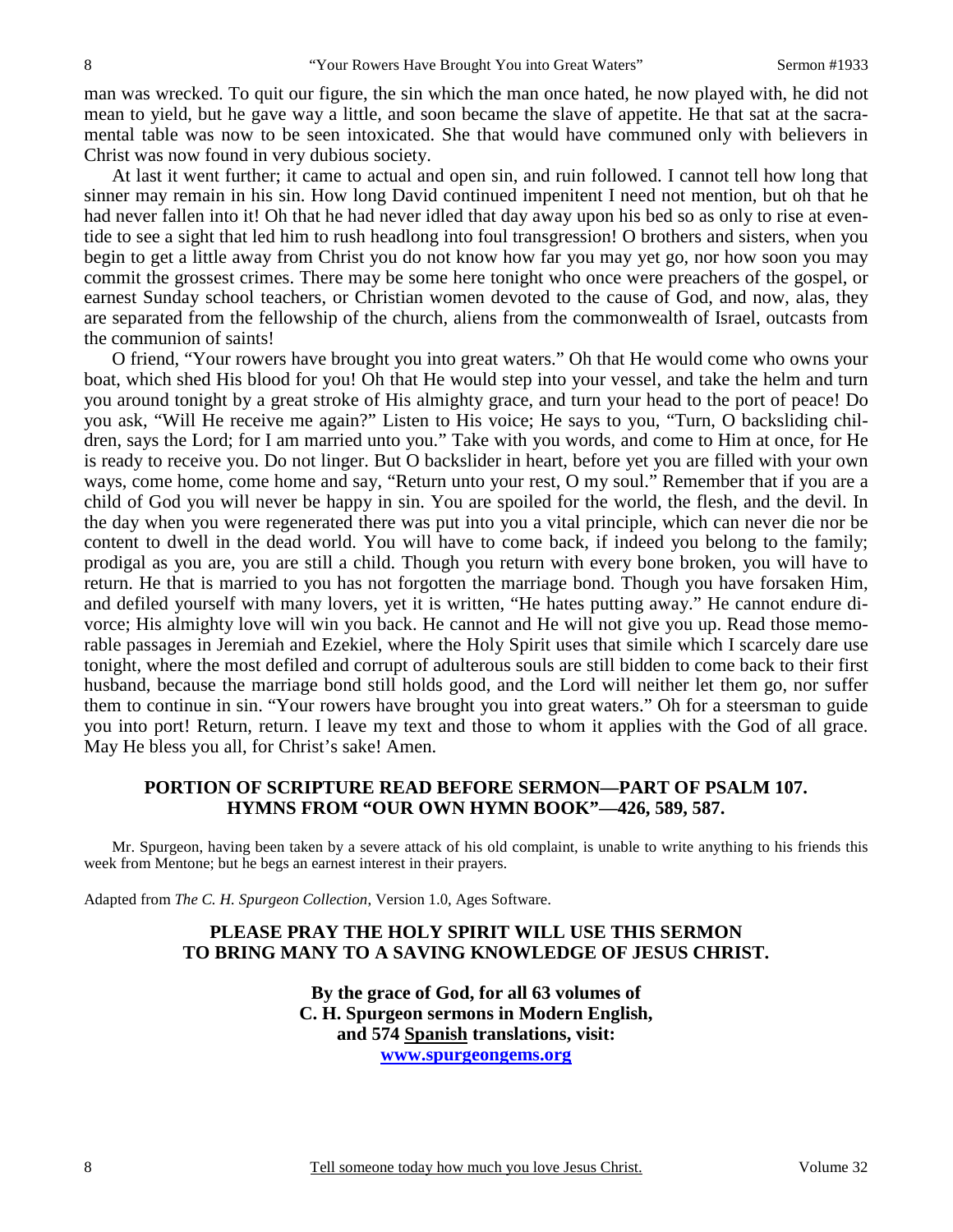man was wrecked. To quit our figure, the sin which the man once hated, he now played with, he did not mean to yield, but he gave way a little, and soon became the slave of appetite. He that sat at the sacramental table was now to be seen intoxicated. She that would have communed only with believers in Christ was now found in very dubious society.

At last it went further; it came to actual and open sin, and ruin followed. I cannot tell how long that sinner may remain in his sin. How long David continued impenitent I need not mention, but oh that he had never fallen into it! Oh that he had never idled that day away upon his bed so as only to rise at eventide to see a sight that led him to rush headlong into foul transgression! O brothers and sisters, when you begin to get a little away from Christ you do not know how far you may yet go, nor how soon you may commit the grossest crimes. There may be some here tonight who once were preachers of the gospel, or earnest Sunday school teachers, or Christian women devoted to the cause of God, and now, alas, they are separated from the fellowship of the church, aliens from the commonwealth of Israel, outcasts from the communion of saints!

O friend, "Your rowers have brought you into great waters." Oh that He would come who owns your boat, which shed His blood for you! Oh that He would step into your vessel, and take the helm and turn you around tonight by a great stroke of His almighty grace, and turn your head to the port of peace! Do you ask, "Will He receive me again?" Listen to His voice; He says to you, "Turn, O backsliding children, says the Lord; for I am married unto you." Take with you words, and come to Him at once, for He is ready to receive you. Do not linger. But O backslider in heart, before yet you are filled with your own ways, come home, come home and say, "Return unto your rest, O my soul." Remember that if you are a child of God you will never be happy in sin. You are spoiled for the world, the flesh, and the devil. In the day when you were regenerated there was put into you a vital principle, which can never die nor be content to dwell in the dead world. You will have to come back, if indeed you belong to the family; prodigal as you are, you are still a child. Though you return with every bone broken, you will have to return. He that is married to you has not forgotten the marriage bond. Though you have forsaken Him, and defiled yourself with many lovers, yet it is written, "He hates putting away." He cannot endure divorce; His almighty love will win you back. He cannot and He will not give you up. Read those memorable passages in Jeremiah and Ezekiel, where the Holy Spirit uses that simile which I scarcely dare use tonight, where the most defiled and corrupt of adulterous souls are still bidden to come back to their first husband, because the marriage bond still holds good, and the Lord will neither let them go, nor suffer them to continue in sin. "Your rowers have brought you into great waters." Oh for a steersman to guide you into port! Return, return. I leave my text and those to whom it applies with the God of all grace. May He bless you all, for Christ's sake! Amen.

**PORTION OF SCRIPTURE READ BEFORE SERMON—PART OF PSALM 107.**
**HYMNS FROM "OUR OWN HYMN BOOK"—426, 589, 587.**

Mr. Spurgeon, having been taken by a severe attack of his old complaint, is unable to write anything to his friends this week from Mentone; but he begs an earnest interest in their prayers.

Adapted from *The C. H. Spurgeon Collection*, Version 1.0, Ages Software.

**PLEASE PRAY THE HOLY SPIRIT WILL USE THIS SERMON TO BRING MANY TO A SAVING KNOWLEDGE OF JESUS CHRIST.**

**By the grace of God, for all 63 volumes of C. H. Spurgeon sermons in Modern English, and 574 Spanish translations, visit: www.spurgeongems.org**